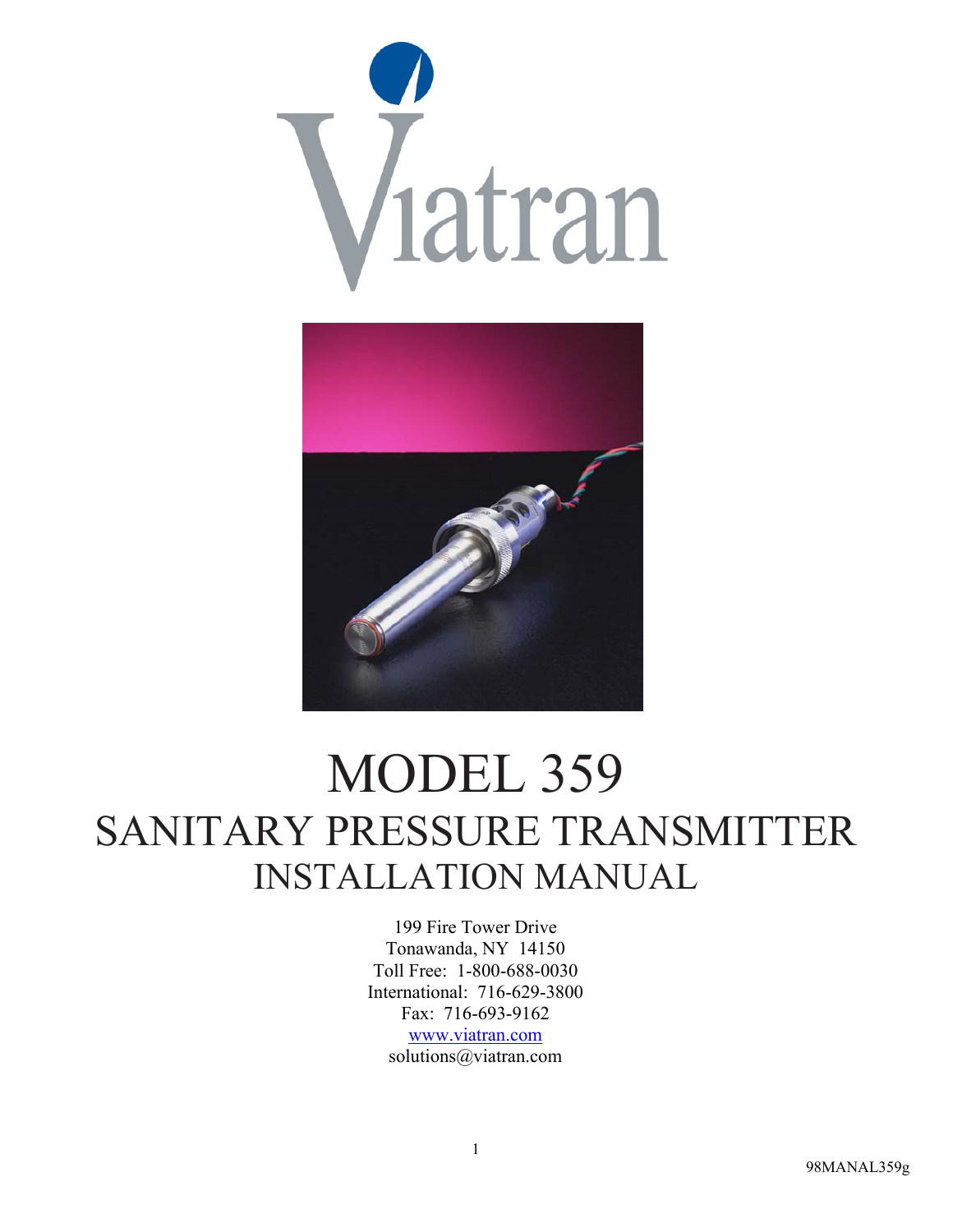# MODEL 359

## SANITARY PRESSURE TRANSMITTER

### INSTALLATION MANUAL

199 Fire Tower Drive
Tonawanda, NY 14150
Toll Free: 1-800-688-0030
International: 716-629-3800
Fax: 716-693-9162
www.viatran.com
solutions@viatran.com

98MANAL359g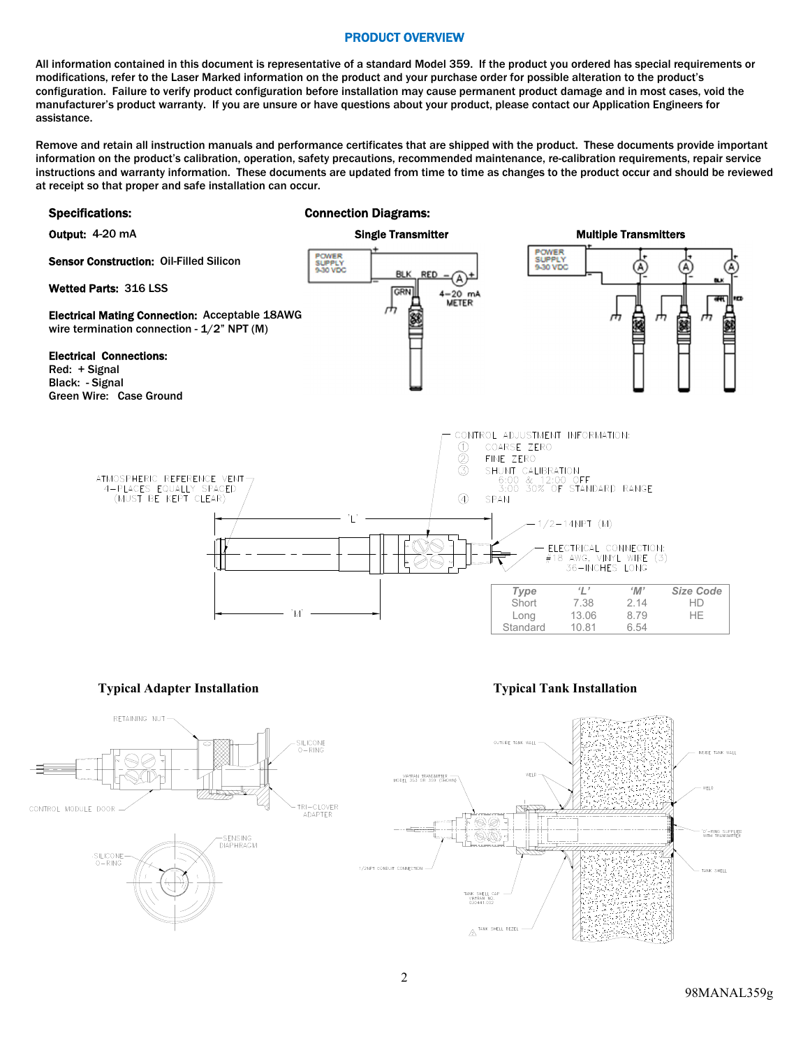## PRODUCT OVERVIEW

All information contained in this document is representative of a standard Model 359. If the product you ordered has special requirements or modifications, refer to the Laser Marked information on the product and your purchase order for possible alteration to the product's configuration. Failure to verify product configuration before installation may cause permanent product damage and in most cases, void the manufacturer's product warranty. If you are unsure or have questions about your product, please contact our Application Engineers for assistance.

Remove and retain all instruction manuals and performance certificates that are shipped with the product. These documents provide important information on the product's calibration, operation, safety precautions, recommended maintenance, re-calibration requirements, repair service instructions and warranty information. These documents are updated from time to time as changes to the product occur and should be reviewed at receipt so that proper and safe installation can occur.

### Specifications:

**Output:** 4-20 mA

**Sensor Construction:** Oil-Filled Silicon

**Wetted Parts:** 316 LSS

**Electrical Mating Connection:** Acceptable 18AWG wire termination connection - 1/2" NPT (M)

**Electrical Connections:**
Red: + Signal
Black: - Signal
Green Wire: Case Ground

### Connection Diagrams:

**Single Transmitter**

POWER SUPPLY 9-30 VDC; BLK; RED; GRN; 4-20 mA METER

**Multiple Transmitters**

POWER SUPPLY 9-30 VDC; BLK; RED

ATMOSPHERIC REFERENCE VENT 4-PLACES EQUALLY SPACED (MUST BE KEPT CLEAR)

CONTROL ADJUSTMENT INFORMATION:
1. COARSE ZERO
2. FINE ZERO
3. SHUNT CALIBRATION 6:00 & 12:00 OFF 3:00 30% OF STANDARD RANGE
4. SPAN

1/2-14NPT (M)

ELECTRICAL CONNECTION: #18 AWG. VINYL WIRE (3) 36-INCHES LONG

| Type | 'L' | 'M' | Size Code |
|---|---|---|---|
| Short | 7.38 | 2.14 | HD |
| Long | 13.06 | 8.79 | HE |
| Standard | 10.81 | 6.54 | |

### Typical Adapter Installation

RETAINING NUT; SILICONE O-RING; CONTROL MODULE DOOR; TRI-CLOVER ADAPTER; SENSING DIAPHRAGM; SILICONE O-RING

### Typical Tank Installation

OUTSIDE TANK WALL; INSIDE TANK WALL; WELD; VARITRAN TRANSMITTER MODEL 353 OR 359 (SHOWN); 'O'-RING SUPPLIED WITH TRANSMITTER; TANK SHELL; 1/2NPT CONDUIT CONNECTION; TANK SHELL CAP VARITRAN NO. 030441.002; TANK SHELL BEZEL

98MANAL359g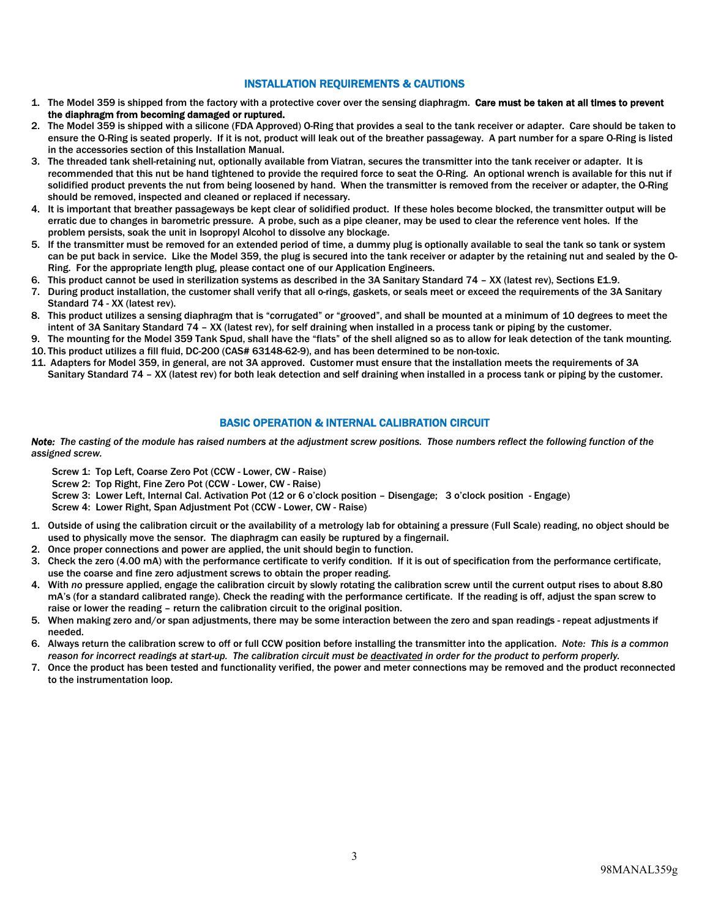## INSTALLATION REQUIREMENTS & CAUTIONS

1. The Model 359 is shipped from the factory with a protective cover over the sensing diaphragm. **Care must be taken at all times to prevent the diaphragm from becoming damaged or ruptured.**
2. The Model 359 is shipped with a silicone (FDA Approved) O-Ring that provides a seal to the tank receiver or adapter. Care should be taken to ensure the O-Ring is seated properly. If it is not, product will leak out of the breather passageway. A part number for a spare O-Ring is listed in the accessories section of this Installation Manual.
3. The threaded tank shell-retaining nut, optionally available from Viatran, secures the transmitter into the tank receiver or adapter. It is recommended that this nut be hand tightened to provide the required force to seat the O-Ring. An optional wrench is available for this nut if solidified product prevents the nut from being loosened by hand. When the transmitter is removed from the receiver or adapter, the O-Ring should be removed, inspected and cleaned or replaced if necessary.
4. It is important that breather passageways be kept clear of solidified product. If these holes become blocked, the transmitter output will be erratic due to changes in barometric pressure. A probe, such as a pipe cleaner, may be used to clear the reference vent holes. If the problem persists, soak the unit in Isopropyl Alcohol to dissolve any blockage.
5. If the transmitter must be removed for an extended period of time, a dummy plug is optionally available to seal the tank so tank or system can be put back in service. Like the Model 359, the plug is secured into the tank receiver or adapter by the retaining nut and sealed by the O-Ring. For the appropriate length plug, please contact one of our Application Engineers.
6. This product cannot be used in sterilization systems as described in the 3A Sanitary Standard 74 – XX (latest rev), Sections E1.9.
7. During product installation, the customer shall verify that all o-rings, gaskets, or seals meet or exceed the requirements of the 3A Sanitary Standard 74 - XX (latest rev).
8. This product utilizes a sensing diaphragm that is “corrugated” or “grooved”, and shall be mounted at a minimum of 10 degrees to meet the intent of 3A Sanitary Standard 74 – XX (latest rev), for self draining when installed in a process tank or piping by the customer.
9. The mounting for the Model 359 Tank Spud, shall have the “flats” of the shell aligned so as to allow for leak detection of the tank mounting.
10. This product utilizes a fill fluid, DC-200 (CAS# 63148-62-9), and has been determined to be non-toxic.
11. Adapters for Model 359, in general, are not 3A approved. Customer must ensure that the installation meets the requirements of 3A Sanitary Standard 74 – XX (latest rev) for both leak detection and self draining when installed in a process tank or piping by the customer.

## BASIC OPERATION & INTERNAL CALIBRATION CIRCUIT

***Note:*** *The casting of the module has raised numbers at the adjustment screw positions. Those numbers reflect the following function of the assigned screw.*

Screw 1: Top Left, Coarse Zero Pot (CCW - Lower, CW - Raise)
Screw 2: Top Right, Fine Zero Pot (CCW - Lower, CW - Raise)
Screw 3: Lower Left, Internal Cal. Activation Pot (12 or 6 o’clock position – Disengage; 3 o’clock position - Engage)
Screw 4: Lower Right, Span Adjustment Pot (CCW - Lower, CW - Raise)

1. Outside of using the calibration circuit or the availability of a metrology lab for obtaining a pressure (Full Scale) reading, no object should be used to physically move the sensor. The diaphragm can easily be ruptured by a fingernail.
2. Once proper connections and power are applied, the unit should begin to function.
3. Check the zero (4.00 mA) with the performance certificate to verify condition. If it is out of specification from the performance certificate, use the coarse and fine zero adjustment screws to obtain the proper reading.
4. With *no* pressure applied, engage the calibration circuit by slowly rotating the calibration screw until the current output rises to about 8.80 mA’s (for a standard calibrated range). Check the reading with the performance certificate. If the reading is off, adjust the span screw to raise or lower the reading – return the calibration circuit to the original position.
5. When making zero and/or span adjustments, there may be some interaction between the zero and span readings - repeat adjustments if needed.
6. Always return the calibration screw to off or full CCW position before installing the transmitter into the application. *Note: This is a common reason for incorrect readings at start-up. The calibration circuit must be deactivated in order for the product to perform properly.*
7. Once the product has been tested and functionality verified, the power and meter connections may be removed and the product reconnected to the instrumentation loop.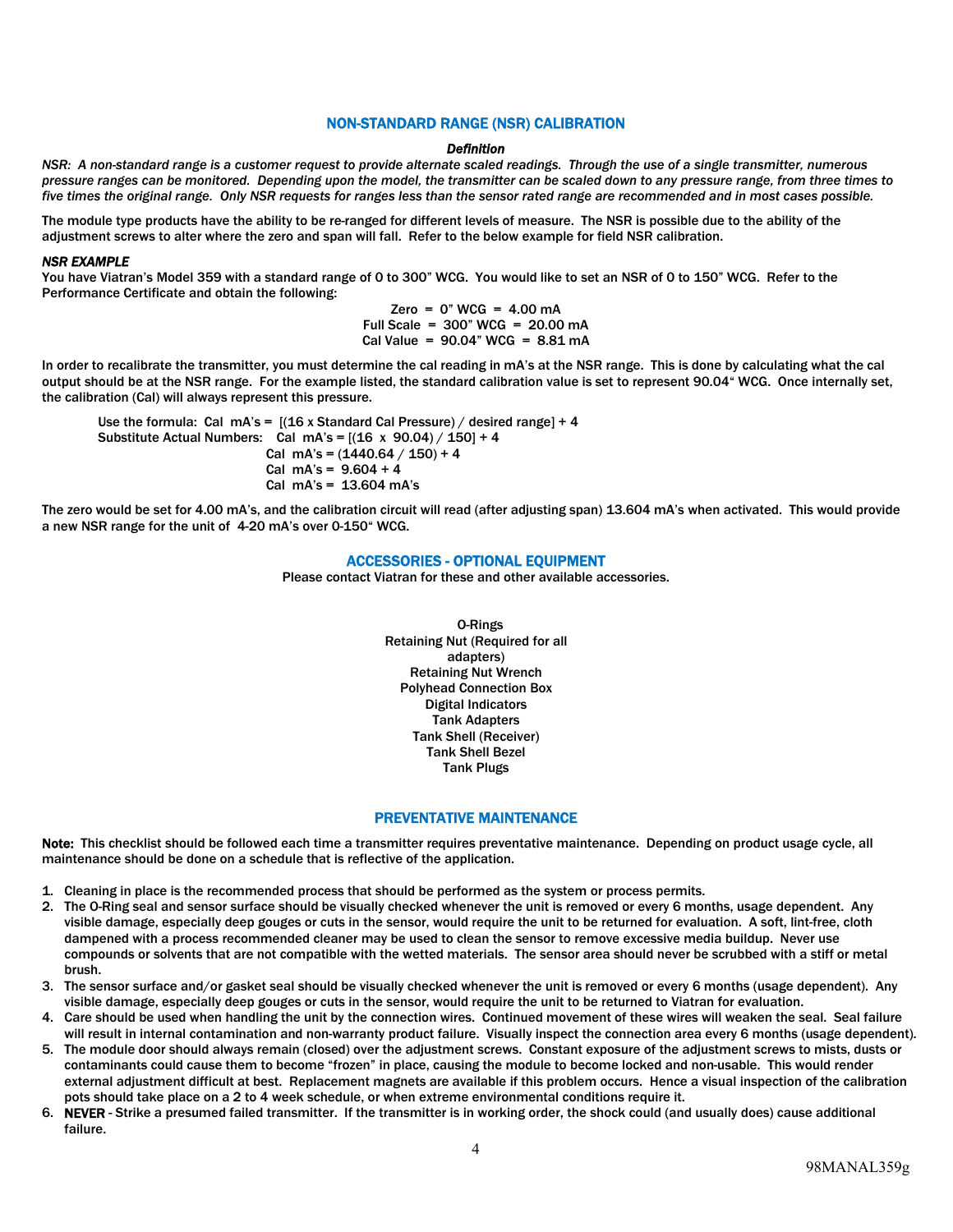## NON-STANDARD RANGE (NSR) CALIBRATION

### *Definition*

*NSR: A non-standard range is a customer request to provide alternate scaled readings. Through the use of a single transmitter, numerous pressure ranges can be monitored. Depending upon the model, the transmitter can be scaled down to any pressure range, from three times to five times the original range. Only NSR requests for ranges less than the sensor rated range are recommended and in most cases possible.*

The module type products have the ability to be re-ranged for different levels of measure. The NSR is possible due to the ability of the adjustment screws to alter where the zero and span will fall. Refer to the below example for field NSR calibration.

***NSR EXAMPLE***

You have Viatran's Model 359 with a standard range of 0 to 300" WCG. You would like to set an NSR of 0 to 150" WCG. Refer to the Performance Certificate and obtain the following:

Zero = 0" WCG = 4.00 mA
Full Scale = 300" WCG = 20.00 mA
Cal Value = 90.04" WCG = 8.81 mA

In order to recalibrate the transmitter, you must determine the cal reading in mA's at the NSR range. This is done by calculating what the cal output should be at the NSR range. For the example listed, the standard calibration value is set to represent 90.04" WCG. Once internally set, the calibration (Cal) will always represent this pressure.

Use the formula: Cal mA's = [(16 x Standard Cal Pressure) / desired range] + 4
Substitute Actual Numbers: Cal mA's = [(16 x 90.04) / 150] + 4
Cal mA's = (1440.64 / 150) + 4
Cal mA's = 9.604 + 4
Cal mA's = 13.604 mA's

The zero would be set for 4.00 mA's, and the calibration circuit will read (after adjusting span) 13.604 mA's when activated. This would provide a new NSR range for the unit of 4-20 mA's over 0-150" WCG.

## ACCESSORIES - OPTIONAL EQUIPMENT

Please contact Viatran for these and other available accessories.

O-Rings
Retaining Nut (Required for all adapters)
Retaining Nut Wrench
Polyhead Connection Box
Digital Indicators
Tank Adapters
Tank Shell (Receiver)
Tank Shell Bezel
Tank Plugs

## PREVENTATIVE MAINTENANCE

**Note:** This checklist should be followed each time a transmitter requires preventative maintenance. Depending on product usage cycle, all maintenance should be done on a schedule that is reflective of the application.

1. Cleaning in place is the recommended process that should be performed as the system or process permits.
2. The O-Ring seal and sensor surface should be visually checked whenever the unit is removed or every 6 months, usage dependent. Any visible damage, especially deep gouges or cuts in the sensor, would require the unit to be returned for evaluation. A soft, lint-free, cloth dampened with a process recommended cleaner may be used to clean the sensor to remove excessive media buildup. Never use compounds or solvents that are not compatible with the wetted materials. The sensor area should never be scrubbed with a stiff or metal brush.
3. The sensor surface and/or gasket seal should be visually checked whenever the unit is removed or every 6 months (usage dependent). Any visible damage, especially deep gouges or cuts in the sensor, would require the unit to be returned to Viatran for evaluation.
4. Care should be used when handling the unit by the connection wires. Continued movement of these wires will weaken the seal. Seal failure will result in internal contamination and non-warranty product failure. Visually inspect the connection area every 6 months (usage dependent).
5. The module door should always remain (closed) over the adjustment screws. Constant exposure of the adjustment screws to mists, dusts or contaminants could cause them to become "frozen" in place, causing the module to become locked and non-usable. This would render external adjustment difficult at best. Replacement magnets are available if this problem occurs. Hence a visual inspection of the calibration pots should take place on a 2 to 4 week schedule, or when extreme environmental conditions require it.
6. **NEVER** - Strike a presumed failed transmitter. If the transmitter is in working order, the shock could (and usually does) cause additional failure.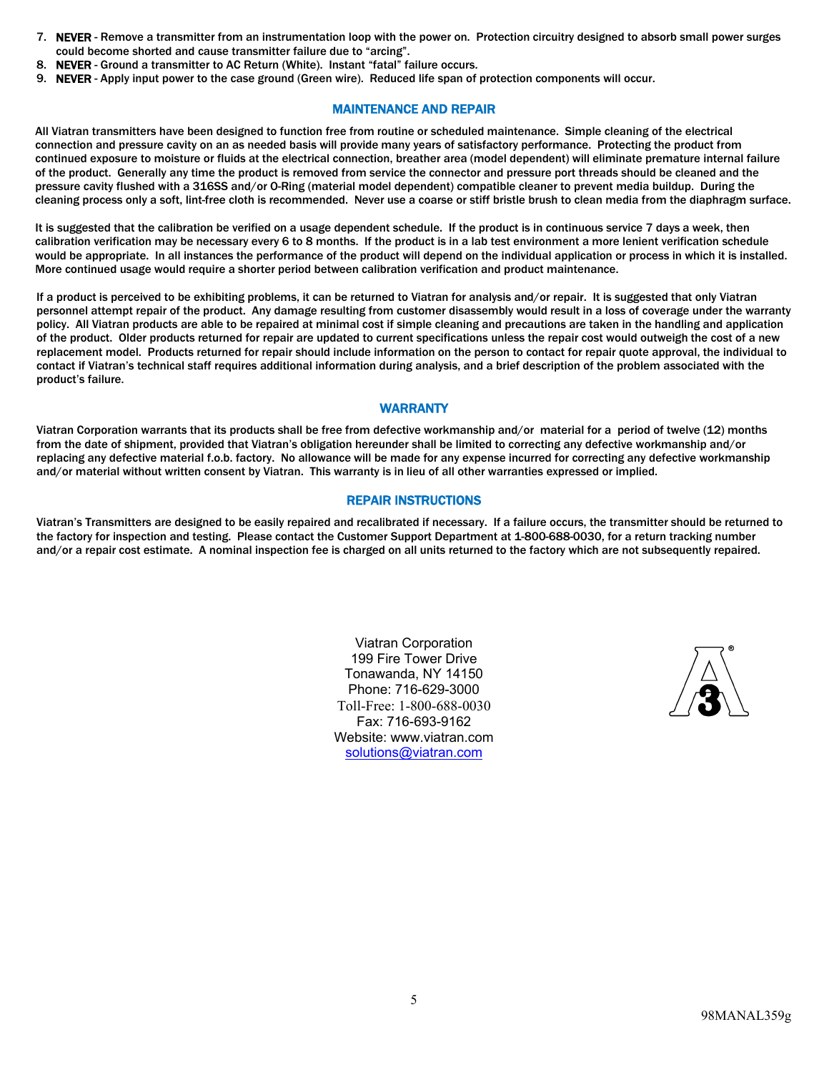7. **NEVER** - Remove a transmitter from an instrumentation loop with the power on. Protection circuitry designed to absorb small power surges could become shorted and cause transmitter failure due to "arcing".
8. **NEVER** - Ground a transmitter to AC Return (White). Instant "fatal" failure occurs.
9. **NEVER** - Apply input power to the case ground (Green wire). Reduced life span of protection components will occur.

## MAINTENANCE AND REPAIR

All Viatran transmitters have been designed to function free from routine or scheduled maintenance. Simple cleaning of the electrical connection and pressure cavity on an as needed basis will provide many years of satisfactory performance. Protecting the product from continued exposure to moisture or fluids at the electrical connection, breather area (model dependent) will eliminate premature internal failure of the product. Generally any time the product is removed from service the connector and pressure port threads should be cleaned and the pressure cavity flushed with a 316SS and/or O-Ring (material model dependent) compatible cleaner to prevent media buildup. During the cleaning process only a soft, lint-free cloth is recommended. Never use a coarse or stiff bristle brush to clean media from the diaphragm surface.

It is suggested that the calibration be verified on a usage dependent schedule. If the product is in continuous service 7 days a week, then calibration verification may be necessary every 6 to 8 months. If the product is in a lab test environment a more lenient verification schedule would be appropriate. In all instances the performance of the product will depend on the individual application or process in which it is installed. More continued usage would require a shorter period between calibration verification and product maintenance.

If a product is perceived to be exhibiting problems, it can be returned to Viatran for analysis and/or repair. It is suggested that only Viatran personnel attempt repair of the product. Any damage resulting from customer disassembly would result in a loss of coverage under the warranty policy. All Viatran products are able to be repaired at minimal cost if simple cleaning and precautions are taken in the handling and application of the product. Older products returned for repair are updated to current specifications unless the repair cost would outweigh the cost of a new replacement model. Products returned for repair should include information on the person to contact for repair quote approval, the individual to contact if Viatran's technical staff requires additional information during analysis, and a brief description of the problem associated with the product's failure.

## WARRANTY

Viatran Corporation warrants that its products shall be free from defective workmanship and/or material for a period of twelve (12) months from the date of shipment, provided that Viatran's obligation hereunder shall be limited to correcting any defective workmanship and/or replacing any defective material f.o.b. factory. No allowance will be made for any expense incurred for correcting any defective workmanship and/or material without written consent by Viatran. This warranty is in lieu of all other warranties expressed or implied.

## REPAIR INSTRUCTIONS

Viatran's Transmitters are designed to be easily repaired and recalibrated if necessary. If a failure occurs, the transmitter should be returned to the factory for inspection and testing. Please contact the Customer Support Department at 1-800-688-0030, for a return tracking number and/or a repair cost estimate. A nominal inspection fee is charged on all units returned to the factory which are not subsequently repaired.

Viatran Corporation
199 Fire Tower Drive
Tonawanda, NY 14150
Phone: 716-629-3000
Toll-Free: 1-800-688-0030
Fax: 716-693-9162
Website: www.viatran.com
solutions@viatran.com

98MANAL359g